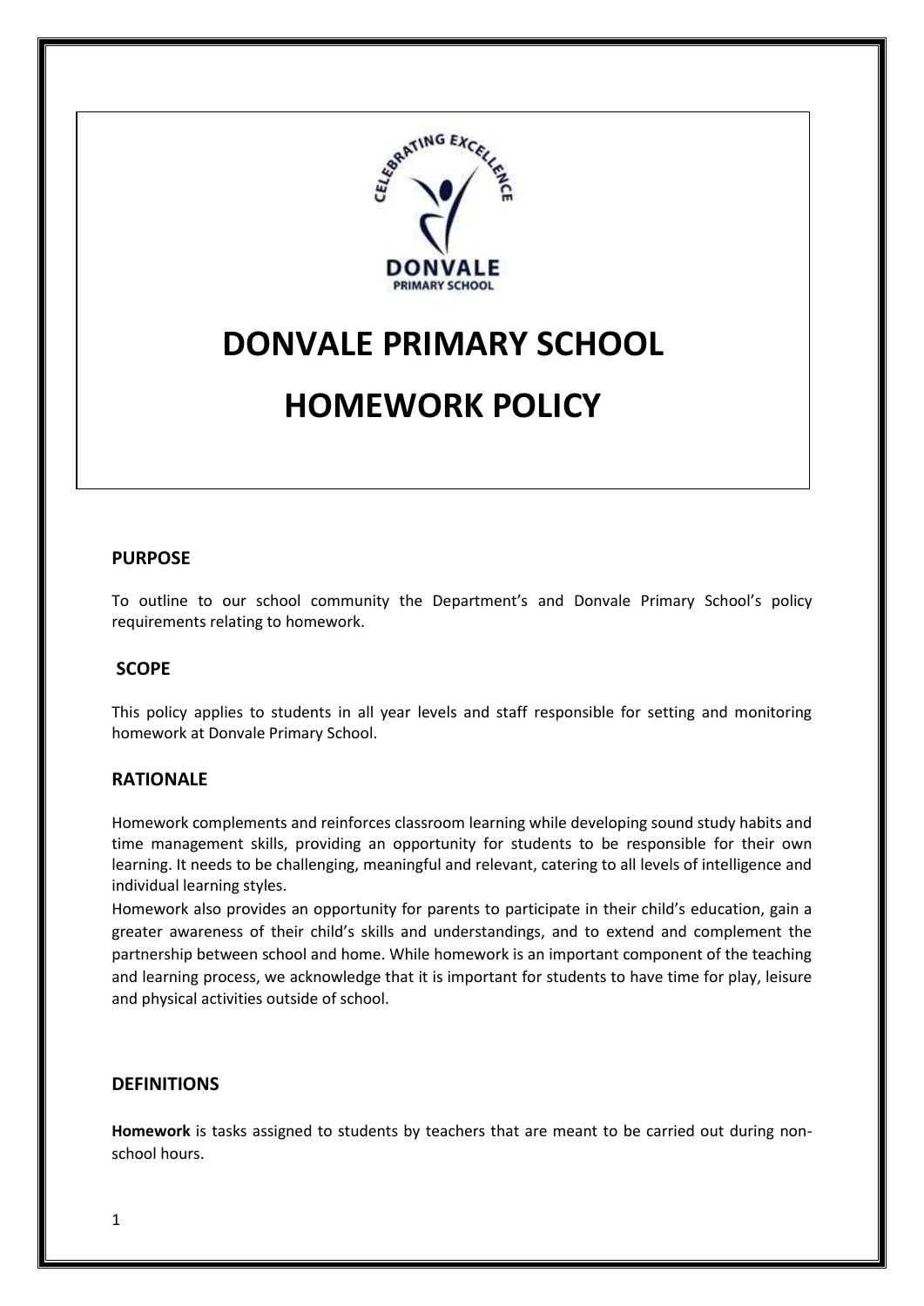# DONVALE PRIMARY SCHOOL

# HOMEWORK POLICY

## PURPOSE

To outline to our school community the Department's and Donvale Primary School's policy requirements relating to homework.

## SCOPE

This policy applies to students in all year levels and staff responsible for setting and monitoring homework at Donvale Primary School.

## RATIONALE

Homework complements and reinforces classroom learning while developing sound study habits and time management skills, providing an opportunity for students to be responsible for their own learning. It needs to be challenging, meaningful and relevant, catering to all levels of intelligence and individual learning styles.

Homework also provides an opportunity for parents to participate in their child's education, gain a greater awareness of their child's skills and understandings, and to extend and complement the partnership between school and home. While homework is an important component of the teaching and learning process, we acknowledge that it is important for students to have time for play, leisure and physical activities outside of school.

## DEFINITIONS

**Homework** is tasks assigned to students by teachers that are meant to be carried out during non-school hours.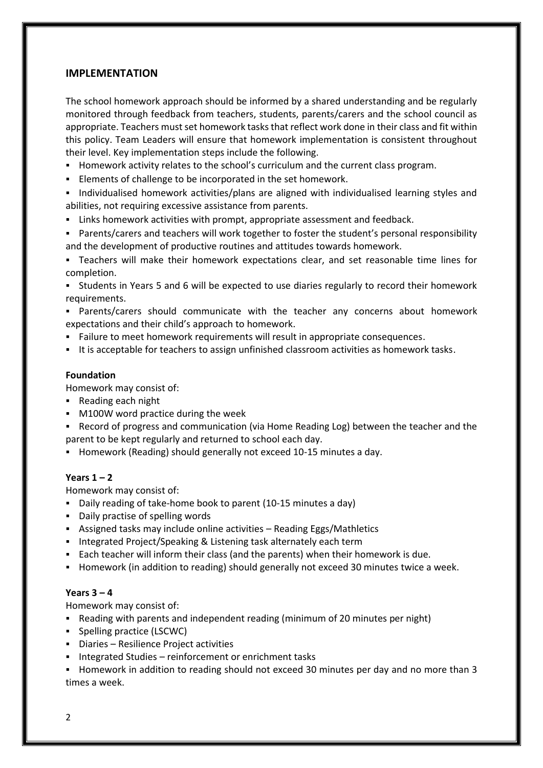## IMPLEMENTATION

The school homework approach should be informed by a shared understanding and be regularly monitored through feedback from teachers, students, parents/carers and the school council as appropriate. Teachers must set homework tasks that reflect work done in their class and fit within this policy. Team Leaders will ensure that homework implementation is consistent throughout their level. Key implementation steps include the following.

- Homework activity relates to the school's curriculum and the current class program.
- Elements of challenge to be incorporated in the set homework.
- Individualised homework activities/plans are aligned with individualised learning styles and abilities, not requiring excessive assistance from parents.
- Links homework activities with prompt, appropriate assessment and feedback.
- Parents/carers and teachers will work together to foster the student's personal responsibility and the development of productive routines and attitudes towards homework.
- Teachers will make their homework expectations clear, and set reasonable time lines for completion.
- Students in Years 5 and 6 will be expected to use diaries regularly to record their homework requirements.
- Parents/carers should communicate with the teacher any concerns about homework expectations and their child's approach to homework.
- Failure to meet homework requirements will result in appropriate consequences.
- It is acceptable for teachers to assign unfinished classroom activities as homework tasks.

**Foundation**

Homework may consist of:

- Reading each night
- M100W word practice during the week
- Record of progress and communication (via Home Reading Log) between the teacher and the parent to be kept regularly and returned to school each day.
- Homework (Reading) should generally not exceed 10-15 minutes a day.

**Years 1 – 2**

Homework may consist of:

- Daily reading of take-home book to parent (10-15 minutes a day)
- Daily practise of spelling words
- Assigned tasks may include online activities – Reading Eggs/Mathletics
- Integrated Project/Speaking & Listening task alternately each term
- Each teacher will inform their class (and the parents) when their homework is due.
- Homework (in addition to reading) should generally not exceed 30 minutes twice a week.

**Years 3 – 4**

Homework may consist of:

- Reading with parents and independent reading (minimum of 20 minutes per night)
- Spelling practice (LSCWC)
- Diaries – Resilience Project activities
- Integrated Studies – reinforcement or enrichment tasks
- Homework in addition to reading should not exceed 30 minutes per day and no more than 3 times a week.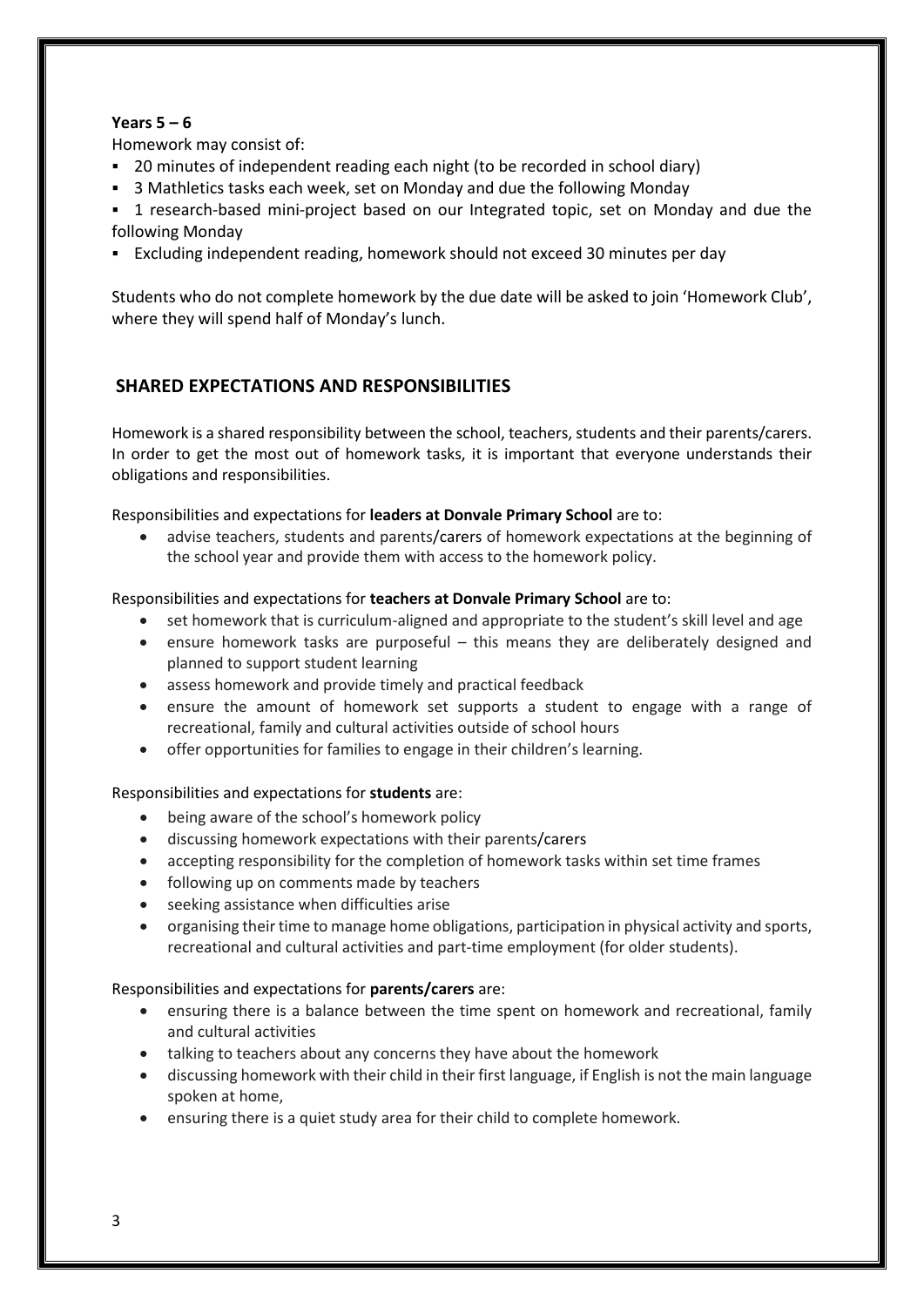**Years 5 – 6**

Homework may consist of:

- 20 minutes of independent reading each night (to be recorded in school diary)
- 3 Mathletics tasks each week, set on Monday and due the following Monday
- 1 research-based mini-project based on our Integrated topic, set on Monday and due the following Monday
- Excluding independent reading, homework should not exceed 30 minutes per day

Students who do not complete homework by the due date will be asked to join 'Homework Club', where they will spend half of Monday's lunch.

## SHARED EXPECTATIONS AND RESPONSIBILITIES

Homework is a shared responsibility between the school, teachers, students and their parents/carers. In order to get the most out of homework tasks, it is important that everyone understands their obligations and responsibilities.

Responsibilities and expectations for **leaders at Donvale Primary School** are to:

- advise teachers, students and parents/carers of homework expectations at the beginning of the school year and provide them with access to the homework policy.

Responsibilities and expectations for **teachers at Donvale Primary School** are to:

- set homework that is curriculum-aligned and appropriate to the student's skill level and age
- ensure homework tasks are purposeful – this means they are deliberately designed and planned to support student learning
- assess homework and provide timely and practical feedback
- ensure the amount of homework set supports a student to engage with a range of recreational, family and cultural activities outside of school hours
- offer opportunities for families to engage in their children's learning.

Responsibilities and expectations for **students** are:

- being aware of the school's homework policy
- discussing homework expectations with their parents/carers
- accepting responsibility for the completion of homework tasks within set time frames
- following up on comments made by teachers
- seeking assistance when difficulties arise
- organising their time to manage home obligations, participation in physical activity and sports, recreational and cultural activities and part-time employment (for older students).

Responsibilities and expectations for **parents/carers** are:

- ensuring there is a balance between the time spent on homework and recreational, family and cultural activities
- talking to teachers about any concerns they have about the homework
- discussing homework with their child in their first language, if English is not the main language spoken at home,
- ensuring there is a quiet study area for their child to complete homework.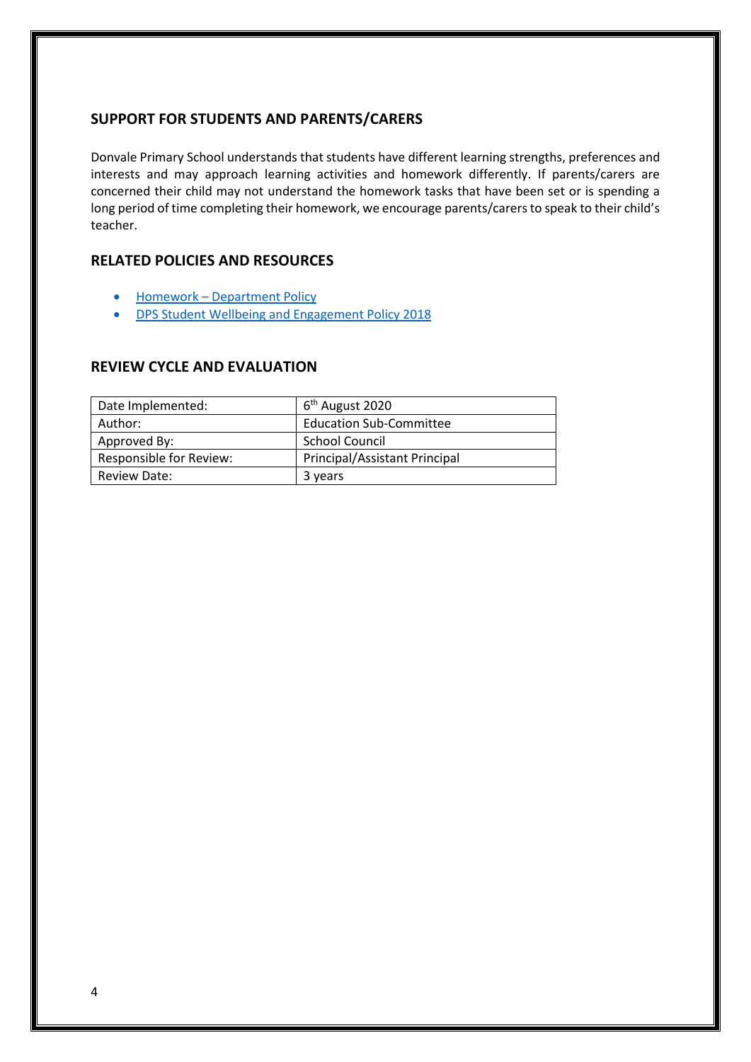## SUPPORT FOR STUDENTS AND PARENTS/CARERS

Donvale Primary School understands that students have different learning strengths, preferences and interests and may approach learning activities and homework differently. If parents/carers are concerned their child may not understand the homework tasks that have been set or is spending a long period of time completing their homework, we encourage parents/carers to speak to their child's teacher.

## RELATED POLICIES AND RESOURCES

- Homework – Department Policy
- DPS Student Wellbeing and Engagement Policy 2018

## REVIEW CYCLE AND EVALUATION

| | |
|---|---|
| Date Implemented: | 6th August 2020 |
| Author: | Education Sub-Committee |
| Approved By: | School Council |
| Responsible for Review: | Principal/Assistant Principal |
| Review Date: | 3 years |